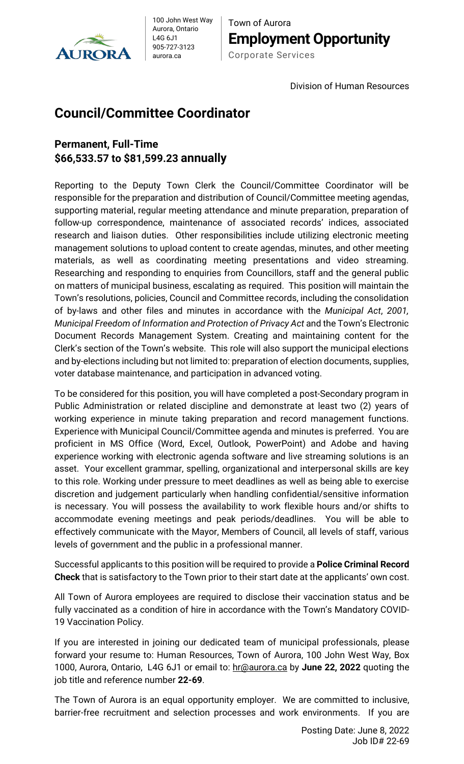AURORA

100 John West Way
Aurora, Ontario
L4G 6J1
905-727-3123
aurora.ca

Town of Aurora
**Employment Opportunity**
Corporate Services

Division of Human Resources

# Council/Committee Coordinator

## Permanent, Full-Time
## $66,533.57 to $81,599.23 annually

Reporting to the Deputy Town Clerk the Council/Committee Coordinator will be responsible for the preparation and distribution of Council/Committee meeting agendas, supporting material, regular meeting attendance and minute preparation, preparation of follow-up correspondence, maintenance of associated records' indices, associated research and liaison duties. Other responsibilities include utilizing electronic meeting management solutions to upload content to create agendas, minutes, and other meeting materials, as well as coordinating meeting presentations and video streaming. Researching and responding to enquiries from Councillors, staff and the general public on matters of municipal business, escalating as required. This position will maintain the Town's resolutions, policies, Council and Committee records, including the consolidation of by-laws and other files and minutes in accordance with the *Municipal Act*, *2001, Municipal Freedom of Information and Protection of Privacy Act* and the Town's Electronic Document Records Management System. Creating and maintaining content for the Clerk's section of the Town's website. This role will also support the municipal elections and by-elections including but not limited to: preparation of election documents, supplies, voter database maintenance, and participation in advanced voting.

To be considered for this position, you will have completed a post-Secondary program in Public Administration or related discipline and demonstrate at least two (2) years of working experience in minute taking preparation and record management functions. Experience with Municipal Council/Committee agenda and minutes is preferred. You are proficient in MS Office (Word, Excel, Outlook, PowerPoint) and Adobe and having experience working with electronic agenda software and live streaming solutions is an asset. Your excellent grammar, spelling, organizational and interpersonal skills are key to this role. Working under pressure to meet deadlines as well as being able to exercise discretion and judgement particularly when handling confidential/sensitive information is necessary. You will possess the availability to work flexible hours and/or shifts to accommodate evening meetings and peak periods/deadlines. You will be able to effectively communicate with the Mayor, Members of Council, all levels of staff, various levels of government and the public in a professional manner.

Successful applicants to this position will be required to provide a **Police Criminal Record Check** that is satisfactory to the Town prior to their start date at the applicants' own cost.

All Town of Aurora employees are required to disclose their vaccination status and be fully vaccinated as a condition of hire in accordance with the Town's Mandatory COVID-19 Vaccination Policy.

If you are interested in joining our dedicated team of municipal professionals, please forward your resume to: Human Resources, Town of Aurora, 100 John West Way, Box 1000, Aurora, Ontario, L4G 6J1 or email to: hr@aurora.ca by **June 22, 2022** quoting the job title and reference number **22-69**.

The Town of Aurora is an equal opportunity employer. We are committed to inclusive, barrier-free recruitment and selection processes and work environments. If you are

Posting Date: June 8, 2022
Job ID# 22-69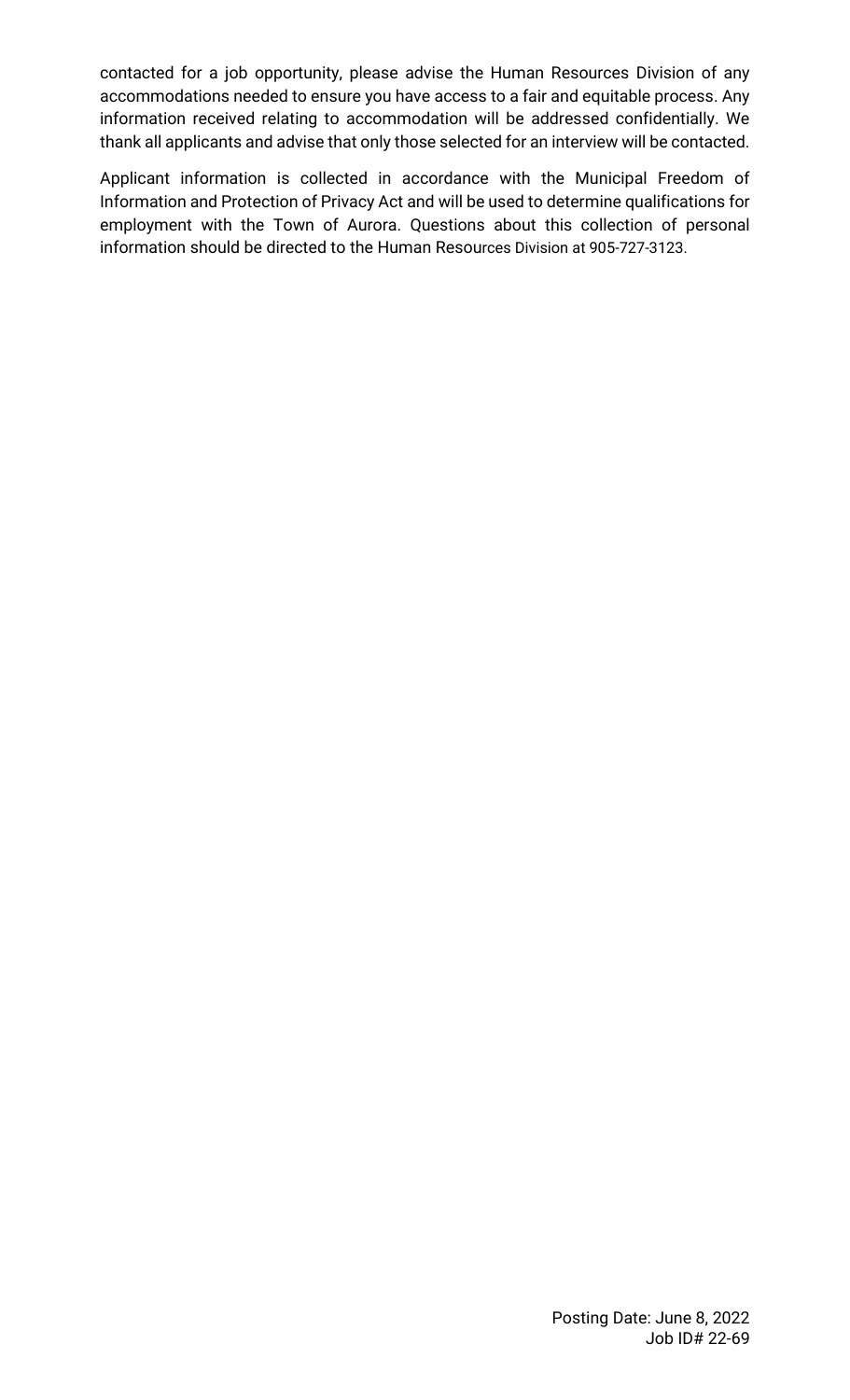contacted for a job opportunity, please advise the Human Resources Division of any accommodations needed to ensure you have access to a fair and equitable process. Any information received relating to accommodation will be addressed confidentially. We thank all applicants and advise that only those selected for an interview will be contacted.

Applicant information is collected in accordance with the Municipal Freedom of Information and Protection of Privacy Act and will be used to determine qualifications for employment with the Town of Aurora. Questions about this collection of personal information should be directed to the Human Resources Division at 905-727-3123.

Posting Date: June 8, 2022
Job ID# 22-69